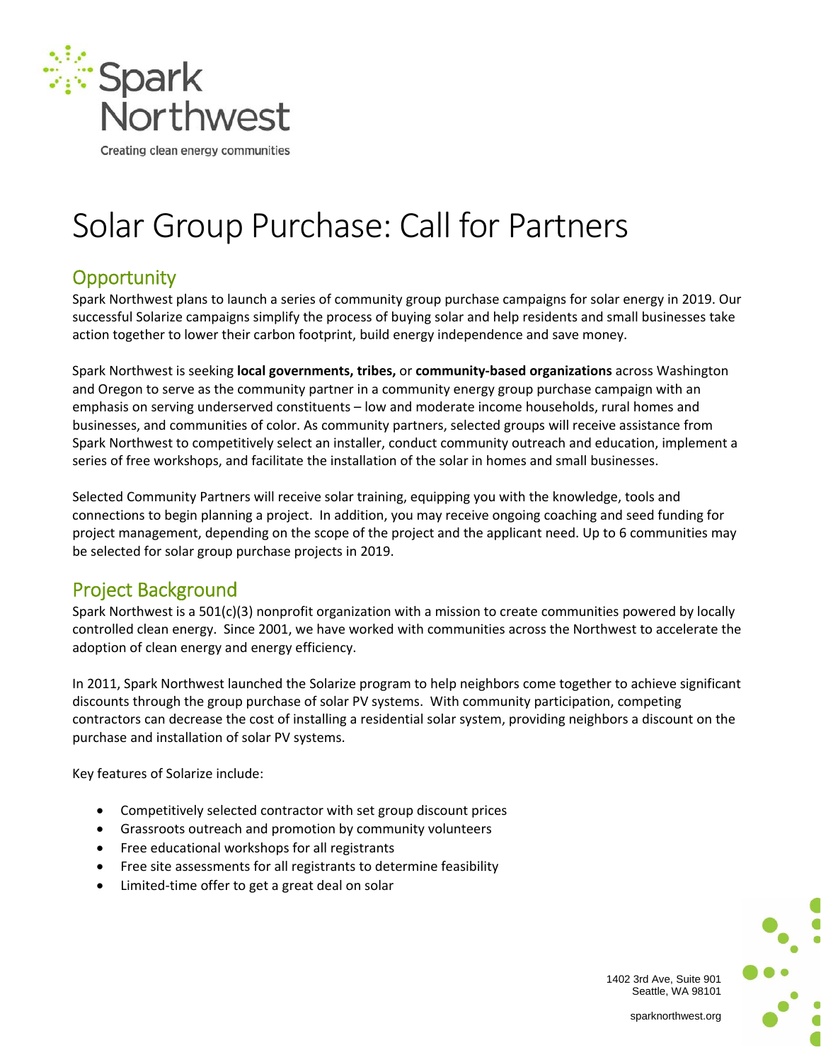Spark Northwest

Creating clean energy communities

# Solar Group Purchase: Call for Partners

## Opportunity

Spark Northwest plans to launch a series of community group purchase campaigns for solar energy in 2019. Our successful Solarize campaigns simplify the process of buying solar and help residents and small businesses take action together to lower their carbon footprint, build energy independence and save money.

Spark Northwest is seeking **local governments, tribes,** or **community-based organizations** across Washington and Oregon to serve as the community partner in a community energy group purchase campaign with an emphasis on serving underserved constituents – low and moderate income households, rural homes and businesses, and communities of color. As community partners, selected groups will receive assistance from Spark Northwest to competitively select an installer, conduct community outreach and education, implement a series of free workshops, and facilitate the installation of the solar in homes and small businesses.

Selected Community Partners will receive solar training, equipping you with the knowledge, tools and connections to begin planning a project. In addition, you may receive ongoing coaching and seed funding for project management, depending on the scope of the project and the applicant need. Up to 6 communities may be selected for solar group purchase projects in 2019.

## Project Background

Spark Northwest is a 501(c)(3) nonprofit organization with a mission to create communities powered by locally controlled clean energy. Since 2001, we have worked with communities across the Northwest to accelerate the adoption of clean energy and energy efficiency.

In 2011, Spark Northwest launched the Solarize program to help neighbors come together to achieve significant discounts through the group purchase of solar PV systems. With community participation, competing contractors can decrease the cost of installing a residential solar system, providing neighbors a discount on the purchase and installation of solar PV systems.

Key features of Solarize include:

- Competitively selected contractor with set group discount prices
- Grassroots outreach and promotion by community volunteers
- Free educational workshops for all registrants
- Free site assessments for all registrants to determine feasibility
- Limited-time offer to get a great deal on solar

1402 3rd Ave, Suite 901
Seattle, WA 98101

sparknorthwest.org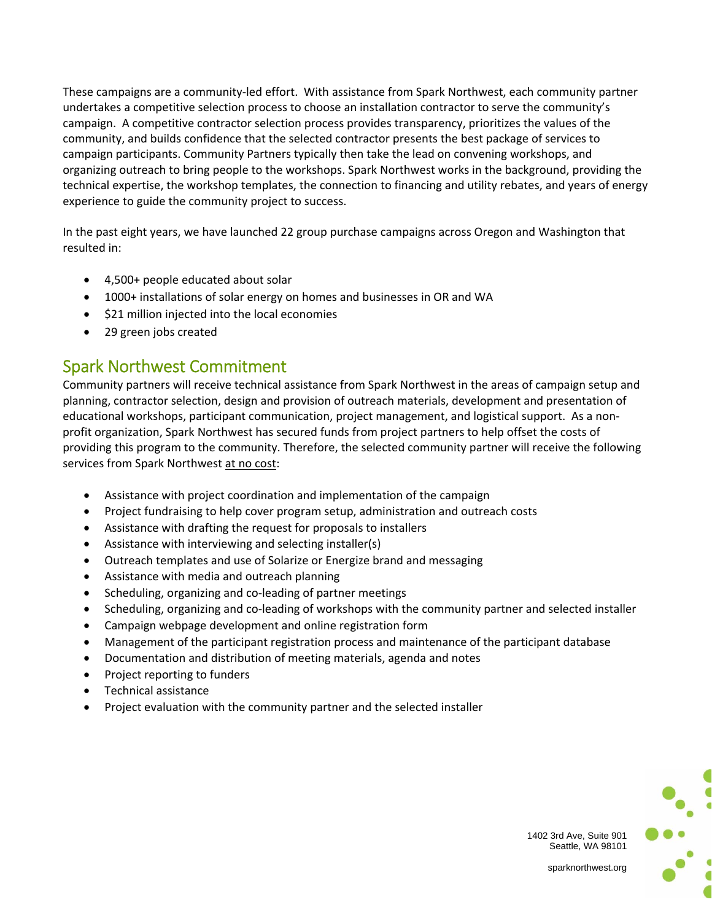These campaigns are a community-led effort. With assistance from Spark Northwest, each community partner undertakes a competitive selection process to choose an installation contractor to serve the community's campaign. A competitive contractor selection process provides transparency, prioritizes the values of the community, and builds confidence that the selected contractor presents the best package of services to campaign participants. Community Partners typically then take the lead on convening workshops, and organizing outreach to bring people to the workshops. Spark Northwest works in the background, providing the technical expertise, the workshop templates, the connection to financing and utility rebates, and years of energy experience to guide the community project to success.

In the past eight years, we have launched 22 group purchase campaigns across Oregon and Washington that resulted in:

- 4,500+ people educated about solar
- 1000+ installations of solar energy on homes and businesses in OR and WA
- $21 million injected into the local economies
- 29 green jobs created

## Spark Northwest Commitment

Community partners will receive technical assistance from Spark Northwest in the areas of campaign setup and planning, contractor selection, design and provision of outreach materials, development and presentation of educational workshops, participant communication, project management, and logistical support. As a non-profit organization, Spark Northwest has secured funds from project partners to help offset the costs of providing this program to the community. Therefore, the selected community partner will receive the following services from Spark Northwest <u>at no cost</u>:

- Assistance with project coordination and implementation of the campaign
- Project fundraising to help cover program setup, administration and outreach costs
- Assistance with drafting the request for proposals to installers
- Assistance with interviewing and selecting installer(s)
- Outreach templates and use of Solarize or Energize brand and messaging
- Assistance with media and outreach planning
- Scheduling, organizing and co-leading of partner meetings
- Scheduling, organizing and co-leading of workshops with the community partner and selected installer
- Campaign webpage development and online registration form
- Management of the participant registration process and maintenance of the participant database
- Documentation and distribution of meeting materials, agenda and notes
- Project reporting to funders
- Technical assistance
- Project evaluation with the community partner and the selected installer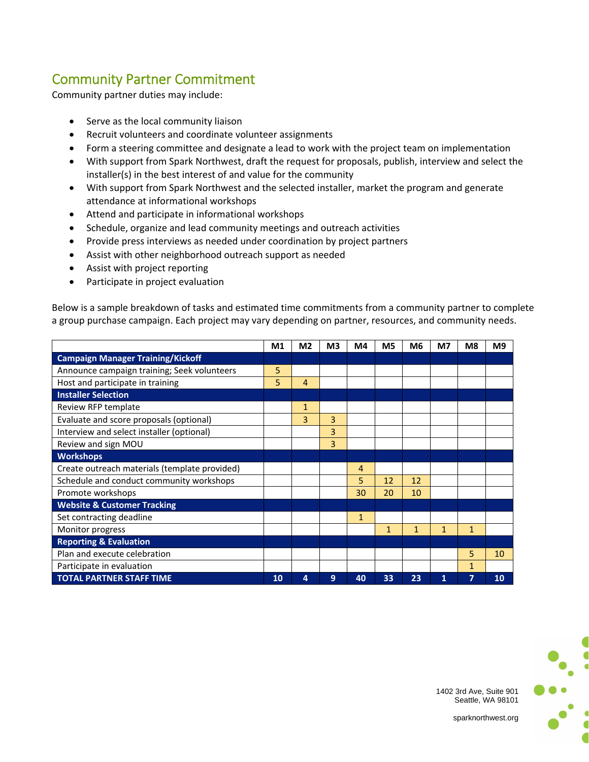## Community Partner Commitment

Community partner duties may include:

- Serve as the local community liaison
- Recruit volunteers and coordinate volunteer assignments
- Form a steering committee and designate a lead to work with the project team on implementation
- With support from Spark Northwest, draft the request for proposals, publish, interview and select the installer(s) in the best interest of and value for the community
- With support from Spark Northwest and the selected installer, market the program and generate attendance at informational workshops
- Attend and participate in informational workshops
- Schedule, organize and lead community meetings and outreach activities
- Provide press interviews as needed under coordination by project partners
- Assist with other neighborhood outreach support as needed
- Assist with project reporting
- Participate in project evaluation

Below is a sample breakdown of tasks and estimated time commitments from a community partner to complete a group purchase campaign. Each project may vary depending on partner, resources, and community needs.

| | M1 | M2 | M3 | M4 | M5 | M6 | M7 | M8 | M9 |
|---|---|---|---|---|---|---|---|---|---|
| **Campaign Manager Training/Kickoff** | | | | | | | | | |
| Announce campaign training; Seek volunteers | 5 | | | | | | | | |
| Host and participate in training | 5 | 4 | | | | | | | |
| **Installer Selection** | | | | | | | | | |
| Review RFP template | | 1 | | | | | | | |
| Evaluate and score proposals (optional) | | 3 | 3 | | | | | | |
| Interview and select installer (optional) | | | 3 | | | | | | |
| Review and sign MOU | | | 3 | | | | | | |
| **Workshops** | | | | | | | | | |
| Create outreach materials (template provided) | | | | 4 | | | | | |
| Schedule and conduct community workshops | | | | 5 | 12 | 12 | | | |
| Promote workshops | | | | 30 | 20 | 10 | | | |
| **Website & Customer Tracking** | | | | | | | | | |
| Set contracting deadline | | | | 1 | | | | | |
| Monitor progress | | | | | 1 | 1 | 1 | 1 | |
| **Reporting & Evaluation** | | | | | | | | | |
| Plan and execute celebration | | | | | | | | 5 | 10 |
| Participate in evaluation | | | | | | | | 1 | |
| **TOTAL PARTNER STAFF TIME** | **10** | **4** | **9** | **40** | **33** | **23** | **1** | **7** | **10** |

1402 3rd Ave, Suite 901
Seattle, WA 98101

sparknorthwest.org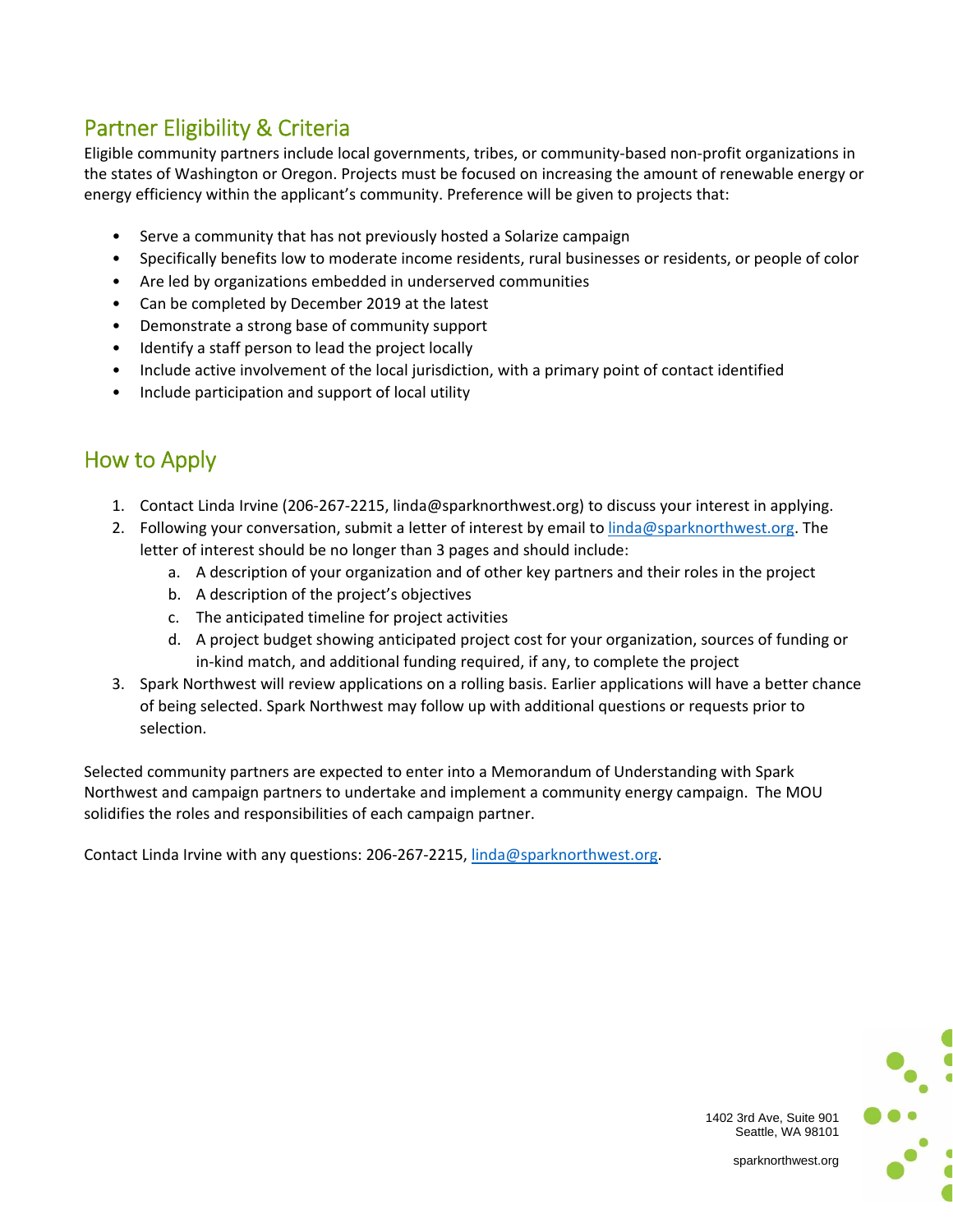## Partner Eligibility & Criteria

Eligible community partners include local governments, tribes, or community-based non-profit organizations in the states of Washington or Oregon. Projects must be focused on increasing the amount of renewable energy or energy efficiency within the applicant's community. Preference will be given to projects that:

- Serve a community that has not previously hosted a Solarize campaign
- Specifically benefits low to moderate income residents, rural businesses or residents, or people of color
- Are led by organizations embedded in underserved communities
- Can be completed by December 2019 at the latest
- Demonstrate a strong base of community support
- Identify a staff person to lead the project locally
- Include active involvement of the local jurisdiction, with a primary point of contact identified
- Include participation and support of local utility

## How to Apply

1. Contact Linda Irvine (206-267-2215, linda@sparknorthwest.org) to discuss your interest in applying.
2. Following your conversation, submit a letter of interest by email to linda@sparknorthwest.org. The letter of interest should be no longer than 3 pages and should include:
   a. A description of your organization and of other key partners and their roles in the project
   b. A description of the project's objectives
   c. The anticipated timeline for project activities
   d. A project budget showing anticipated project cost for your organization, sources of funding or in-kind match, and additional funding required, if any, to complete the project
3. Spark Northwest will review applications on a rolling basis. Earlier applications will have a better chance of being selected. Spark Northwest may follow up with additional questions or requests prior to selection.

Selected community partners are expected to enter into a Memorandum of Understanding with Spark Northwest and campaign partners to undertake and implement a community energy campaign. The MOU solidifies the roles and responsibilities of each campaign partner.

Contact Linda Irvine with any questions: 206-267-2215, linda@sparknorthwest.org.

1402 3rd Ave, Suite 901
Seattle, WA 98101

sparknorthwest.org